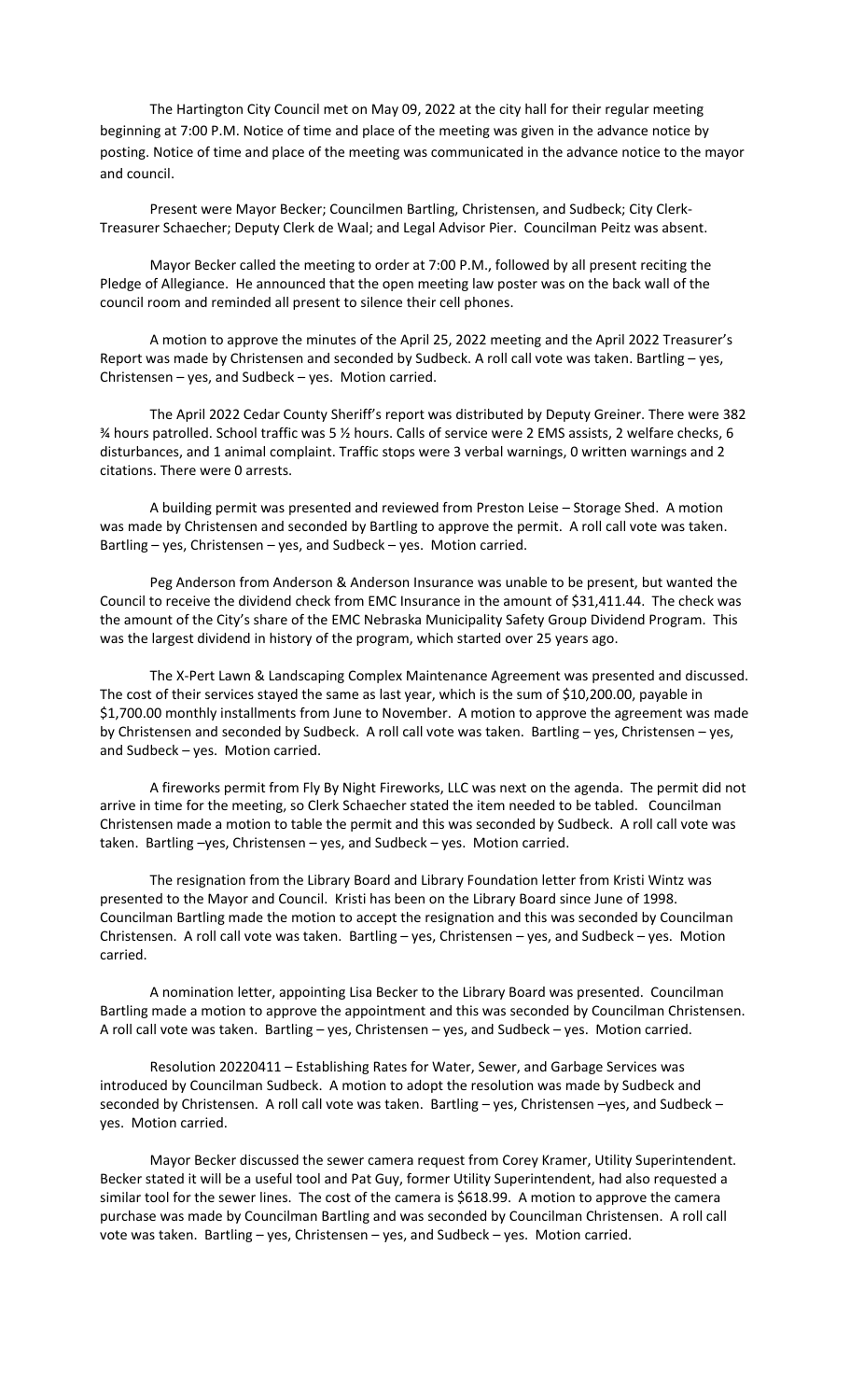The Hartington City Council met on May 09, 2022 at the city hall for their regular meeting beginning at 7:00 P.M. Notice of time and place of the meeting was given in the advance notice by posting. Notice of time and place of the meeting was communicated in the advance notice to the mayor and council.

Present were Mayor Becker; Councilmen Bartling, Christensen, and Sudbeck; City Clerk-Treasurer Schaecher; Deputy Clerk de Waal; and Legal Advisor Pier. Councilman Peitz was absent.

Mayor Becker called the meeting to order at 7:00 P.M., followed by all present reciting the Pledge of Allegiance. He announced that the open meeting law poster was on the back wall of the council room and reminded all present to silence their cell phones.

A motion to approve the minutes of the April 25, 2022 meeting and the April 2022 Treasurer's Report was made by Christensen and seconded by Sudbeck. A roll call vote was taken. Bartling – yes, Christensen – yes, and Sudbeck – yes. Motion carried.

The April 2022 Cedar County Sheriff's report was distributed by Deputy Greiner. There were 382 ¾ hours patrolled. School traffic was 5 ½ hours. Calls of service were 2 EMS assists, 2 welfare checks, 6 disturbances, and 1 animal complaint. Traffic stops were 3 verbal warnings, 0 written warnings and 2 citations. There were 0 arrests.

A building permit was presented and reviewed from Preston Leise – Storage Shed. A motion was made by Christensen and seconded by Bartling to approve the permit. A roll call vote was taken. Bartling – yes, Christensen – yes, and Sudbeck – yes. Motion carried.

Peg Anderson from Anderson & Anderson Insurance was unable to be present, but wanted the Council to receive the dividend check from EMC Insurance in the amount of $31,411.44. The check was the amount of the City's share of the EMC Nebraska Municipality Safety Group Dividend Program. This was the largest dividend in history of the program, which started over 25 years ago.

The X-Pert Lawn & Landscaping Complex Maintenance Agreement was presented and discussed. The cost of their services stayed the same as last year, which is the sum of $10,200.00, payable in $1,700.00 monthly installments from June to November. A motion to approve the agreement was made by Christensen and seconded by Sudbeck. A roll call vote was taken. Bartling – yes, Christensen – yes, and Sudbeck – yes. Motion carried.

A fireworks permit from Fly By Night Fireworks, LLC was next on the agenda. The permit did not arrive in time for the meeting, so Clerk Schaecher stated the item needed to be tabled. Councilman Christensen made a motion to table the permit and this was seconded by Sudbeck. A roll call vote was taken. Bartling –yes, Christensen – yes, and Sudbeck – yes. Motion carried.

The resignation from the Library Board and Library Foundation letter from Kristi Wintz was presented to the Mayor and Council. Kristi has been on the Library Board since June of 1998. Councilman Bartling made the motion to accept the resignation and this was seconded by Councilman Christensen. A roll call vote was taken. Bartling – yes, Christensen – yes, and Sudbeck – yes. Motion carried.

A nomination letter, appointing Lisa Becker to the Library Board was presented. Councilman Bartling made a motion to approve the appointment and this was seconded by Councilman Christensen. A roll call vote was taken. Bartling – yes, Christensen – yes, and Sudbeck – yes. Motion carried.

Resolution 20220411 – Establishing Rates for Water, Sewer, and Garbage Services was introduced by Councilman Sudbeck. A motion to adopt the resolution was made by Sudbeck and seconded by Christensen. A roll call vote was taken. Bartling – yes, Christensen –yes, and Sudbeck – yes. Motion carried.

Mayor Becker discussed the sewer camera request from Corey Kramer, Utility Superintendent. Becker stated it will be a useful tool and Pat Guy, former Utility Superintendent, had also requested a similar tool for the sewer lines. The cost of the camera is $618.99. A motion to approve the camera purchase was made by Councilman Bartling and was seconded by Councilman Christensen. A roll call vote was taken. Bartling – yes, Christensen – yes, and Sudbeck – yes. Motion carried.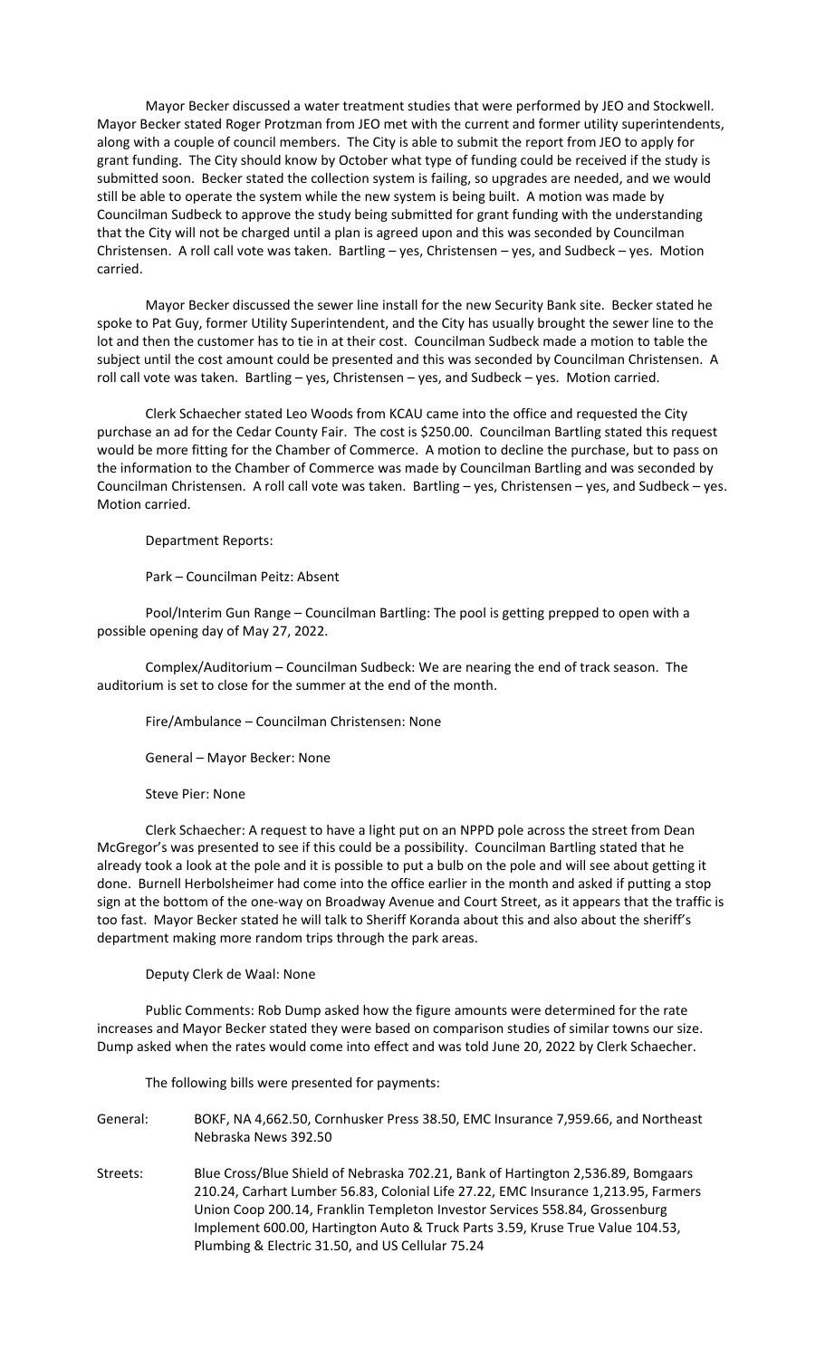Mayor Becker discussed a water treatment studies that were performed by JEO and Stockwell. Mayor Becker stated Roger Protzman from JEO met with the current and former utility superintendents, along with a couple of council members. The City is able to submit the report from JEO to apply for grant funding. The City should know by October what type of funding could be received if the study is submitted soon. Becker stated the collection system is failing, so upgrades are needed, and we would still be able to operate the system while the new system is being built. A motion was made by Councilman Sudbeck to approve the study being submitted for grant funding with the understanding that the City will not be charged until a plan is agreed upon and this was seconded by Councilman Christensen. A roll call vote was taken. Bartling – yes, Christensen – yes, and Sudbeck – yes. Motion carried.

Mayor Becker discussed the sewer line install for the new Security Bank site. Becker stated he spoke to Pat Guy, former Utility Superintendent, and the City has usually brought the sewer line to the lot and then the customer has to tie in at their cost. Councilman Sudbeck made a motion to table the subject until the cost amount could be presented and this was seconded by Councilman Christensen. A roll call vote was taken. Bartling – yes, Christensen – yes, and Sudbeck – yes. Motion carried.

Clerk Schaecher stated Leo Woods from KCAU came into the office and requested the City purchase an ad for the Cedar County Fair. The cost is $250.00. Councilman Bartling stated this request would be more fitting for the Chamber of Commerce. A motion to decline the purchase, but to pass on the information to the Chamber of Commerce was made by Councilman Bartling and was seconded by Councilman Christensen. A roll call vote was taken. Bartling – yes, Christensen – yes, and Sudbeck – yes. Motion carried.

Department Reports:

Park – Councilman Peitz: Absent

Pool/Interim Gun Range – Councilman Bartling: The pool is getting prepped to open with a possible opening day of May 27, 2022.

Complex/Auditorium – Councilman Sudbeck: We are nearing the end of track season. The auditorium is set to close for the summer at the end of the month.

Fire/Ambulance – Councilman Christensen: None

General – Mayor Becker: None

Steve Pier: None

Clerk Schaecher: A request to have a light put on an NPPD pole across the street from Dean McGregor's was presented to see if this could be a possibility. Councilman Bartling stated that he already took a look at the pole and it is possible to put a bulb on the pole and will see about getting it done. Burnell Herbolsheimer had come into the office earlier in the month and asked if putting a stop sign at the bottom of the one-way on Broadway Avenue and Court Street, as it appears that the traffic is too fast. Mayor Becker stated he will talk to Sheriff Koranda about this and also about the sheriff's department making more random trips through the park areas.

Deputy Clerk de Waal: None

Public Comments: Rob Dump asked how the figure amounts were determined for the rate increases and Mayor Becker stated they were based on comparison studies of similar towns our size. Dump asked when the rates would come into effect and was told June 20, 2022 by Clerk Schaecher.

The following bills were presented for payments:

General: BOKF, NA 4,662.50, Cornhusker Press 38.50, EMC Insurance 7,959.66, and Northeast Nebraska News 392.50

Streets: Blue Cross/Blue Shield of Nebraska 702.21, Bank of Hartington 2,536.89, Bomgaars 210.24, Carhart Lumber 56.83, Colonial Life 27.22, EMC Insurance 1,213.95, Farmers Union Coop 200.14, Franklin Templeton Investor Services 558.84, Grossenburg Implement 600.00, Hartington Auto & Truck Parts 3.59, Kruse True Value 104.53, Plumbing & Electric 31.50, and US Cellular 75.24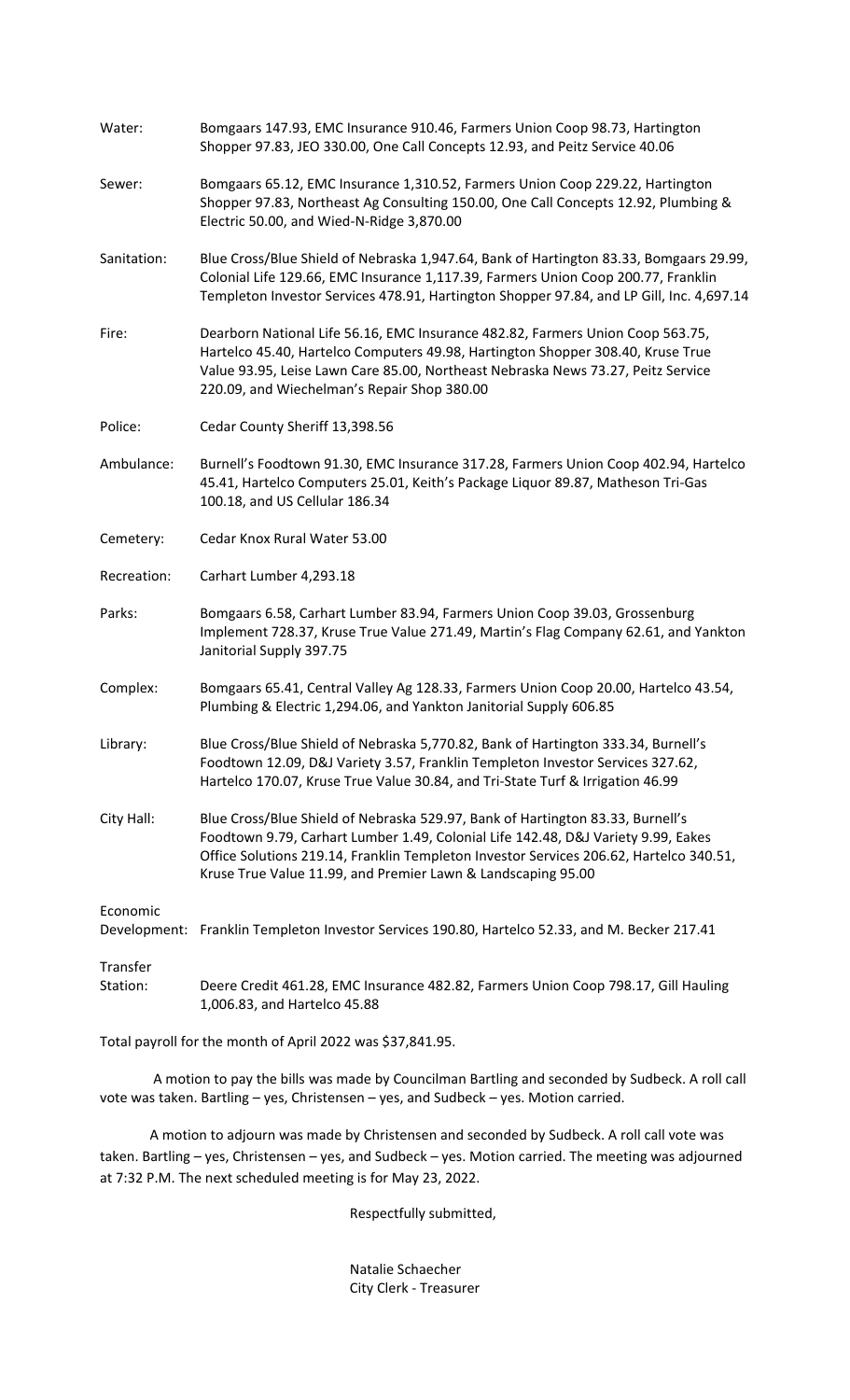| | |
|---|---|
| Water: | Bomgaars 147.93, EMC Insurance 910.46, Farmers Union Coop 98.73, Hartington Shopper 97.83, JEO 330.00, One Call Concepts 12.93, and Peitz Service 40.06 |
| Sewer: | Bomgaars 65.12, EMC Insurance 1,310.52, Farmers Union Coop 229.22, Hartington Shopper 97.83, Northeast Ag Consulting 150.00, One Call Concepts 12.92, Plumbing & Electric 50.00, and Wied-N-Ridge 3,870.00 |
| Sanitation: | Blue Cross/Blue Shield of Nebraska 1,947.64, Bank of Hartington 83.33, Bomgaars 29.99, Colonial Life 129.66, EMC Insurance 1,117.39, Farmers Union Coop 200.77, Franklin Templeton Investor Services 478.91, Hartington Shopper 97.84, and LP Gill, Inc. 4,697.14 |
| Fire: | Dearborn National Life 56.16, EMC Insurance 482.82, Farmers Union Coop 563.75, Hartelco 45.40, Hartelco Computers 49.98, Hartington Shopper 308.40, Kruse True Value 93.95, Leise Lawn Care 85.00, Northeast Nebraska News 73.27, Peitz Service 220.09, and Wiechelman's Repair Shop 380.00 |
| Police: | Cedar County Sheriff 13,398.56 |
| Ambulance: | Burnell's Foodtown 91.30, EMC Insurance 317.28, Farmers Union Coop 402.94, Hartelco 45.41, Hartelco Computers 25.01, Keith's Package Liquor 89.87, Matheson Tri-Gas 100.18, and US Cellular 186.34 |
| Cemetery: | Cedar Knox Rural Water 53.00 |
| Recreation: | Carhart Lumber 4,293.18 |
| Parks: | Bomgaars 6.58, Carhart Lumber 83.94, Farmers Union Coop 39.03, Grossenburg Implement 728.37, Kruse True Value 271.49, Martin's Flag Company 62.61, and Yankton Janitorial Supply 397.75 |
| Complex: | Bomgaars 65.41, Central Valley Ag 128.33, Farmers Union Coop 20.00, Hartelco 43.54, Plumbing & Electric 1,294.06, and Yankton Janitorial Supply 606.85 |
| Library: | Blue Cross/Blue Shield of Nebraska 5,770.82, Bank of Hartington 333.34, Burnell's Foodtown 12.09, D&J Variety 3.57, Franklin Templeton Investor Services 327.62, Hartelco 170.07, Kruse True Value 30.84, and Tri-State Turf & Irrigation 46.99 |
| City Hall: | Blue Cross/Blue Shield of Nebraska 529.97, Bank of Hartington 83.33, Burnell's Foodtown 9.79, Carhart Lumber 1.49, Colonial Life 142.48, D&J Variety 9.99, Eakes Office Solutions 219.14, Franklin Templeton Investor Services 206.62, Hartelco 340.51, Kruse True Value 11.99, and Premier Lawn & Landscaping 95.00 |
| Economic Development: | Franklin Templeton Investor Services 190.80, Hartelco 52.33, and M. Becker 217.41 |
| Transfer Station: | Deere Credit 461.28, EMC Insurance 482.82, Farmers Union Coop 798.17, Gill Hauling 1,006.83, and Hartelco 45.88 |

Total payroll for the month of April 2022 was $37,841.95.

A motion to pay the bills was made by Councilman Bartling and seconded by Sudbeck. A roll call vote was taken. Bartling – yes, Christensen – yes, and Sudbeck – yes. Motion carried.

A motion to adjourn was made by Christensen and seconded by Sudbeck. A roll call vote was taken. Bartling – yes, Christensen – yes, and Sudbeck – yes. Motion carried. The meeting was adjourned at 7:32 P.M. The next scheduled meeting is for May 23, 2022.

Respectfully submitted,

Natalie Schaecher
City Clerk - Treasurer